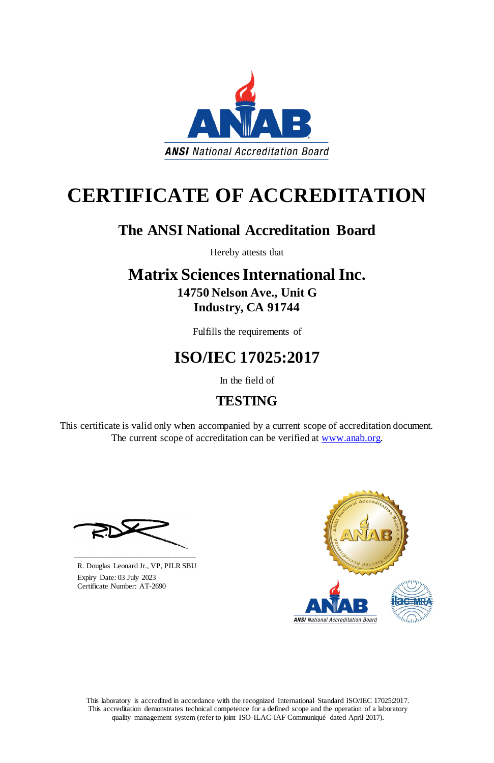# CERTIFICATE OF ACCREDITATION

## The ANSI National Accreditation Board

Hereby attests that

## Matrix Sciences International Inc.

**14750 Nelson Ave., Unit G**
**Industry, CA 91744**

Fulfills the requirements of

## ISO/IEC 17025:2017

In the field of

## TESTING

This certificate is valid only when accompanied by a current scope of accreditation document. The current scope of accreditation can be verified at www.anab.org.

R. Douglas Leonard Jr., VP, PILR SBU
Expiry Date: 03 July 2023
Certificate Number: AT-2690

This laboratory is accredited in accordance with the recognized International Standard ISO/IEC 17025:2017. This accreditation demonstrates technical competence for a defined scope and the operation of a laboratory quality management system (refer to joint ISO-ILAC-IAF Communiqué dated April 2017).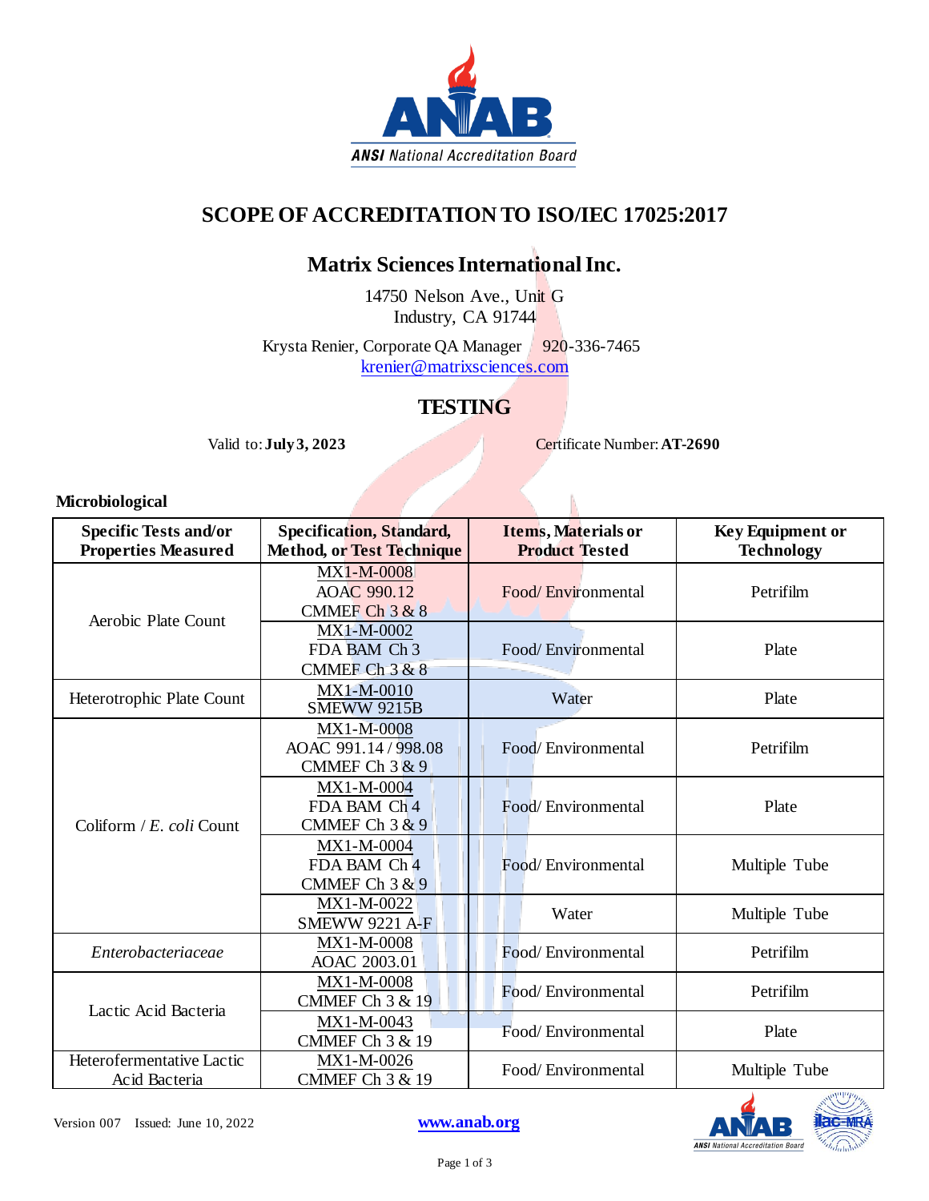# SCOPE OF ACCREDITATION TO ISO/IEC 17025:2017

## Matrix Sciences International Inc.

14750 Nelson Ave., Unit G
Industry, CA 91744

Krysta Renier, Corporate QA Manager 920-336-7465
krenier@matrixsciences.com

## TESTING

Valid to: **July 3, 2023** Certificate Number: **AT-2690**

**Microbiological**

| Specific Tests and/or Properties Measured | Specification, Standard, Method, or Test Technique | Items, Materials or Product Tested | Key Equipment or Technology |
|---|---|---|---|
| Aerobic Plate Count | MX1-M-0008<br>AOAC 990.12<br>CMMEF Ch 3 & 8 | Food/ Environmental | Petrifilm |
| | MX1-M-0002<br>FDA BAM Ch 3<br>CMMEF Ch 3 & 8 | Food/ Environmental | Plate |
| Heterotrophic Plate Count | MX1-M-0010<br>SMEWW 9215B | Water | Plate |
| Coliform / *E. coli* Count | MX1-M-0008<br>AOAC 991.14 / 998.08<br>CMMEF Ch 3 & 9 | Food/ Environmental | Petrifilm |
| | MX1-M-0004<br>FDA BAM Ch 4<br>CMMEF Ch 3 & 9 | Food/ Environmental | Plate |
| | MX1-M-0004<br>FDA BAM Ch 4<br>CMMEF Ch 3 & 9 | Food/ Environmental | Multiple Tube |
| | MX1-M-0022<br>SMEWW 9221 A-F | Water | Multiple Tube |
| *Enterobacteriaceae* | MX1-M-0008<br>AOAC 2003.01 | Food/ Environmental | Petrifilm |
| Lactic Acid Bacteria | MX1-M-0008<br>CMMEF Ch 3 & 19 | Food/ Environmental | Petrifilm |
| | MX1-M-0043<br>CMMEF Ch 3 & 19 | Food/ Environmental | Plate |
| Heterofermentative Lactic Acid Bacteria | MX1-M-0026<br>CMMEF Ch 3 & 19 | Food/ Environmental | Multiple Tube |

Version 007 Issued: June 10, 2022 www.anab.org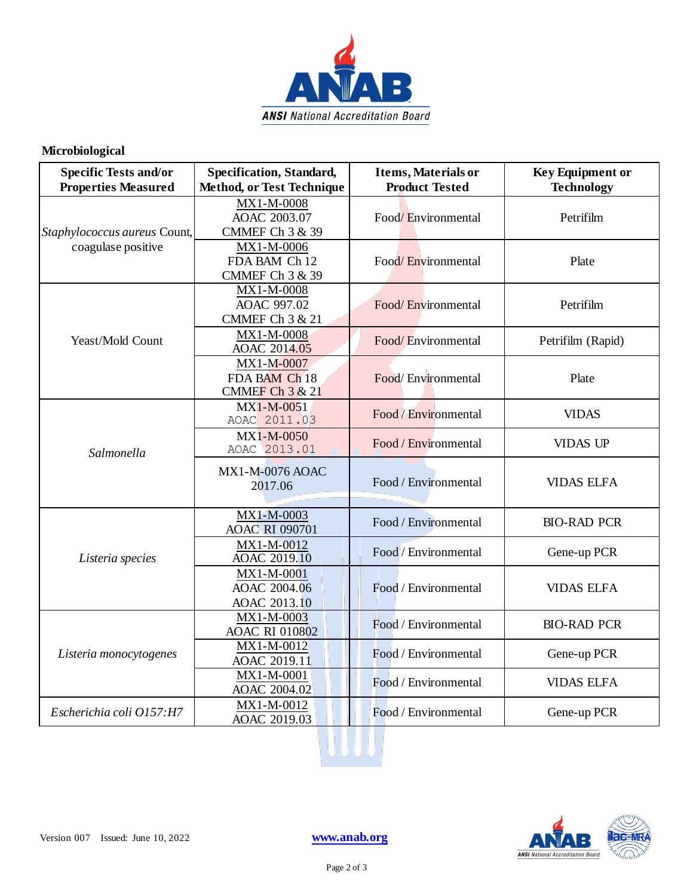## Microbiological

| Specific Tests and/or Properties Measured | Specification, Standard, Method, or Test Technique | Items, Materials or Product Tested | Key Equipment or Technology |
|---|---|---|---|
| *Staphylococcus aureus* Count, coagulase positive | MX1-M-0008<br>AOAC 2003.07<br>CMMEF Ch 3 & 39 | Food/ Environmental | Petrifilm |
| | MX1-M-0006<br>FDA BAM Ch 12<br>CMMEF Ch 3 & 39 | Food/ Environmental | Plate |
| Yeast/Mold Count | MX1-M-0008<br>AOAC 997.02<br>CMMEF Ch 3 & 21 | Food/ Environmental | Petrifilm |
| | MX1-M-0008<br>AOAC 2014.05 | Food/ Environmental | Petrifilm (Rapid) |
| | MX1-M-0007<br>FDA BAM Ch 18<br>CMMEF Ch 3 & 21 | Food/ Environmental | Plate |
| *Salmonella* | MX1-M-0051<br>AOAC 2011.03 | Food / Environmental | VIDAS |
| | MX1-M-0050<br>AOAC 2013.01 | Food / Environmental | VIDAS UP |
| | MX1-M-0076 AOAC 2017.06 | Food / Environmental | VIDAS ELFA |
| *Listeria species* | MX1-M-0003<br>AOAC RI 090701 | Food / Environmental | BIO-RAD PCR |
| | MX1-M-0012<br>AOAC 2019.10 | Food / Environmental | Gene-up PCR |
| | MX1-M-0001<br>AOAC 2004.06<br>AOAC 2013.10 | Food / Environmental | VIDAS ELFA |
| *Listeria monocytogenes* | MX1-M-0003<br>AOAC RI 010802 | Food / Environmental | BIO-RAD PCR |
| | MX1-M-0012<br>AOAC 2019.11 | Food / Environmental | Gene-up PCR |
| | MX1-M-0001<br>AOAC 2004.02 | Food / Environmental | VIDAS ELFA |
| *Escherichia coli O157:H7* | MX1-M-0012<br>AOAC 2019.03 | Food / Environmental | Gene-up PCR |

Version 007 Issued: June 10, 2022

www.anab.org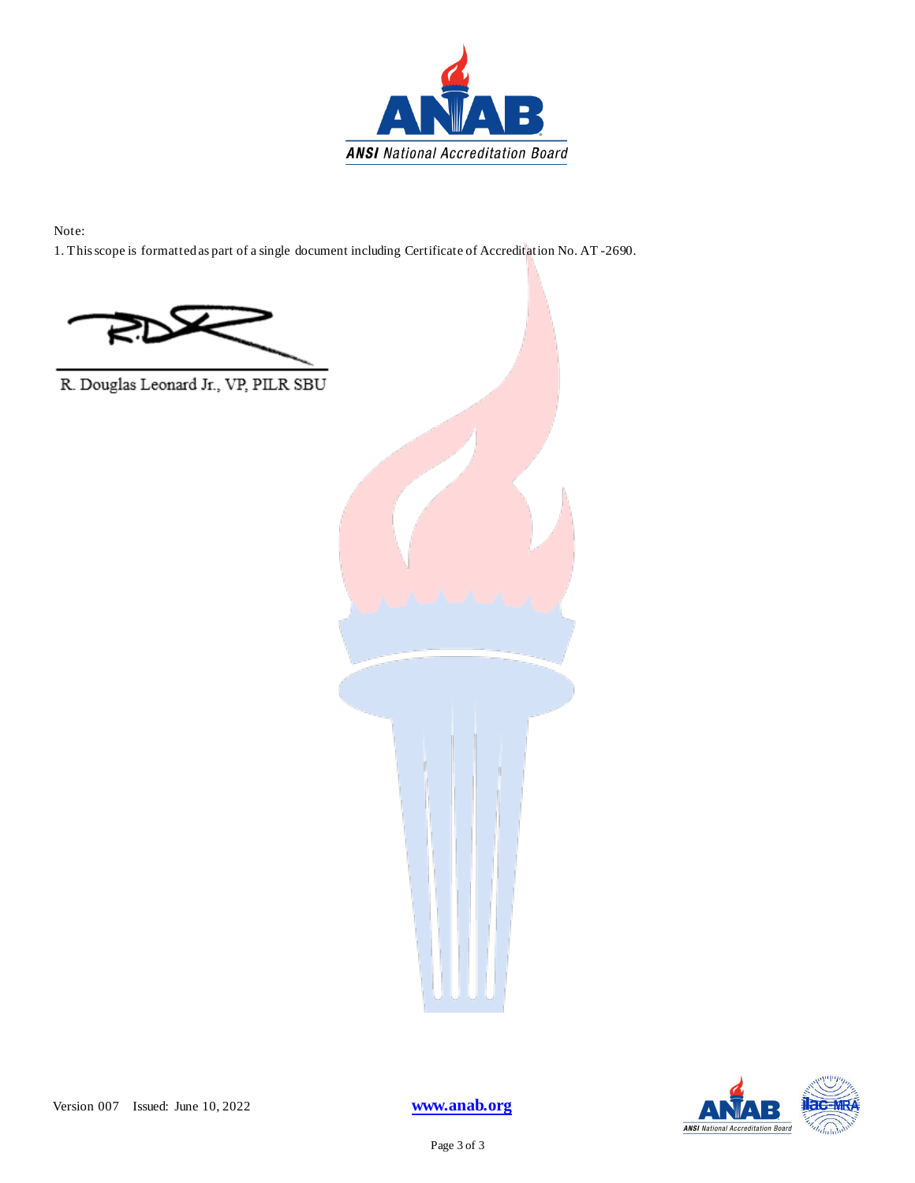Note:

1. This scope is formatted as part of a single document including Certificate of Accreditation No. AT-2690.

R. Douglas Leonard Jr., VP, PILR SBU

Version 007 Issued: June 10, 2022

www.anab.org